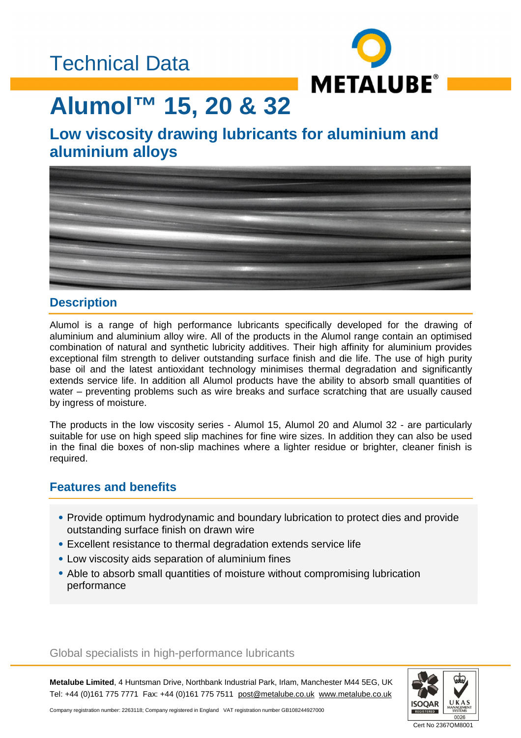Technical Data

METALUBE®

# Alumol™ 15, 20 & 32

## Low viscosity drawing lubricants for aluminium and aluminium alloys

## Description

Alumol is a range of high performance lubricants specifically developed for the drawing of aluminium and aluminium alloy wire. All of the products in the Alumol range contain an optimised combination of natural and synthetic lubricity additives. Their high affinity for aluminium provides exceptional film strength to deliver outstanding surface finish and die life. The use of high purity base oil and the latest antioxidant technology minimises thermal degradation and significantly extends service life. In addition all Alumol products have the ability to absorb small quantities of water – preventing problems such as wire breaks and surface scratching that are usually caused by ingress of moisture.

The products in the low viscosity series - Alumol 15, Alumol 20 and Alumol 32 - are particularly suitable for use on high speed slip machines for fine wire sizes. In addition they can also be used in the final die boxes of non-slip machines where a lighter residue or brighter, cleaner finish is required.

## Features and benefits

- Provide optimum hydrodynamic and boundary lubrication to protect dies and provide outstanding surface finish on drawn wire
- Excellent resistance to thermal degradation extends service life
- Low viscosity aids separation of aluminium fines
- Able to absorb small quantities of moisture without compromising lubrication performance

Global specialists in high-performance lubricants

**Metalube Limited**, 4 Huntsman Drive, Northbank Industrial Park, Irlam, Manchester M44 5EG, UK
Tel: +44 (0)161 775 7771 Fax: +44 (0)161 775 7511 post@metalube.co.uk www.metalube.co.uk

Company registration number: 2263118; Company registered in England VAT registration number GB108244927000

Cert No 2367OM8001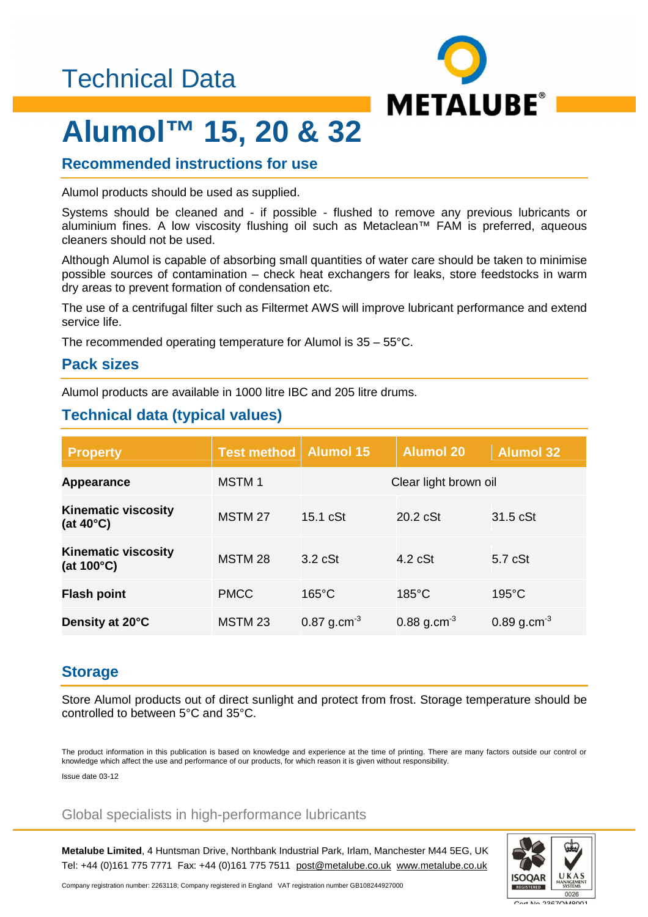# Technical Data

# Alumol™ 15, 20 & 32

## Recommended instructions for use

Alumol products should be used as supplied.

Systems should be cleaned and - if possible - flushed to remove any previous lubricants or aluminium fines. A low viscosity flushing oil such as Metaclean™ FAM is preferred, aqueous cleaners should not be used.

Although Alumol is capable of absorbing small quantities of water care should be taken to minimise possible sources of contamination – check heat exchangers for leaks, store feedstocks in warm dry areas to prevent formation of condensation etc.

The use of a centrifugal filter such as Filtermet AWS will improve lubricant performance and extend service life.

The recommended operating temperature for Alumol is 35 – 55°C.

## Pack sizes

Alumol products are available in 1000 litre IBC and 205 litre drums.

## Technical data (typical values)

| Property | Test method | Alumol 15 | Alumol 20 | Alumol 32 |
|---|---|---|---|---|
| **Appearance** | MSTM 1 | Clear light brown oil | | |
| **Kinematic viscosity (at 40°C)** | MSTM 27 | 15.1 cSt | 20.2 cSt | 31.5 cSt |
| **Kinematic viscosity (at 100°C)** | MSTM 28 | 3.2 cSt | 4.2 cSt | 5.7 cSt |
| **Flash point** | PMCC | 165°C | 185°C | 195°C |
| **Density at 20°C** | MSTM 23 | 0.87 $g.cm^{-3}$ | 0.88 $g.cm^{-3}$ | 0.89 $g.cm^{-3}$ |

## Storage

Store Alumol products out of direct sunlight and protect from frost. Storage temperature should be controlled to between 5°C and 35°C.

The product information in this publication is based on knowledge and experience at the time of printing. There are many factors outside our control or knowledge which affect the use and performance of our products, for which reason it is given without responsibility.

Issue date 03-12

Global specialists in high-performance lubricants

**Metalube Limited**, 4 Huntsman Drive, Northbank Industrial Park, Irlam, Manchester M44 5EG, UK
Tel: +44 (0)161 775 7771 Fax: +44 (0)161 775 7511 post@metalube.co.uk www.metalube.co.uk

Company registration number: 2263118; Company registered in England VAT registration number GB108244927000

Cert No 2367QM8001